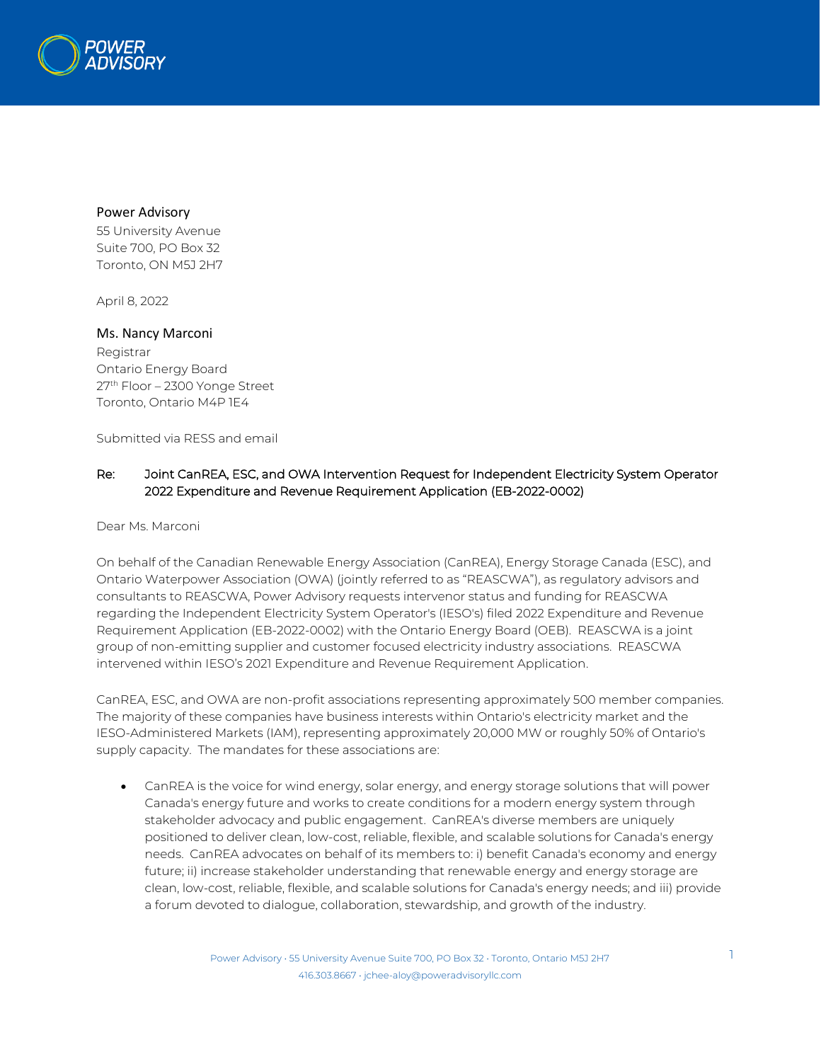Power Advisory
55 University Avenue
Suite 700, PO Box 32
Toronto, ON M5J 2H7

April 8, 2022

Ms. Nancy Marconi
Registrar
Ontario Energy Board
27th Floor – 2300 Yonge Street
Toronto, Ontario M4P 1E4

Submitted via RESS and email

Re: Joint CanREA, ESC, and OWA Intervention Request for Independent Electricity System Operator 2022 Expenditure and Revenue Requirement Application (EB-2022-0002)

Dear Ms. Marconi

On behalf of the Canadian Renewable Energy Association (CanREA), Energy Storage Canada (ESC), and Ontario Waterpower Association (OWA) (jointly referred to as "REASCWA"), as regulatory advisors and consultants to REASCWA, Power Advisory requests intervenor status and funding for REASCWA regarding the Independent Electricity System Operator's (IESO's) filed 2022 Expenditure and Revenue Requirement Application (EB-2022-0002) with the Ontario Energy Board (OEB). REASCWA is a joint group of non-emitting supplier and customer focused electricity industry associations. REASCWA intervened within IESO's 2021 Expenditure and Revenue Requirement Application.

CanREA, ESC, and OWA are non-profit associations representing approximately 500 member companies. The majority of these companies have business interests within Ontario's electricity market and the IESO-Administered Markets (IAM), representing approximately 20,000 MW or roughly 50% of Ontario's supply capacity. The mandates for these associations are:

- CanREA is the voice for wind energy, solar energy, and energy storage solutions that will power Canada's energy future and works to create conditions for a modern energy system through stakeholder advocacy and public engagement. CanREA's diverse members are uniquely positioned to deliver clean, low-cost, reliable, flexible, and scalable solutions for Canada's energy needs. CanREA advocates on behalf of its members to: i) benefit Canada's economy and energy future; ii) increase stakeholder understanding that renewable energy and energy storage are clean, low-cost, reliable, flexible, and scalable solutions for Canada's energy needs; and iii) provide a forum devoted to dialogue, collaboration, stewardship, and growth of the industry.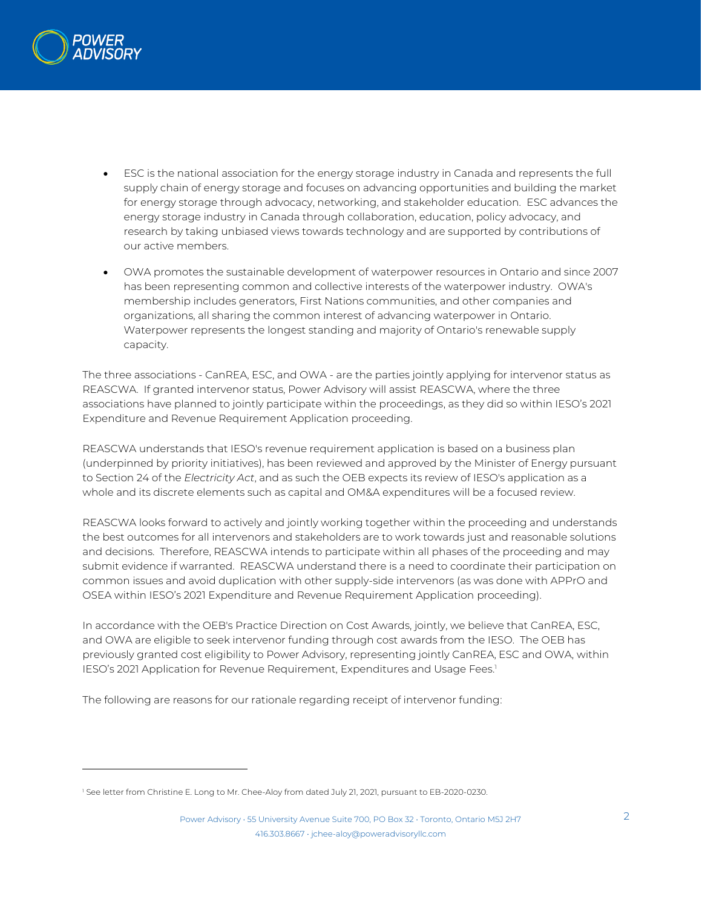- ESC is the national association for the energy storage industry in Canada and represents the full supply chain of energy storage and focuses on advancing opportunities and building the market for energy storage through advocacy, networking, and stakeholder education. ESC advances the energy storage industry in Canada through collaboration, education, policy advocacy, and research by taking unbiased views towards technology and are supported by contributions of our active members.
- OWA promotes the sustainable development of waterpower resources in Ontario and since 2007 has been representing common and collective interests of the waterpower industry. OWA's membership includes generators, First Nations communities, and other companies and organizations, all sharing the common interest of advancing waterpower in Ontario. Waterpower represents the longest standing and majority of Ontario's renewable supply capacity.

The three associations - CanREA, ESC, and OWA - are the parties jointly applying for intervenor status as REASCWA. If granted intervenor status, Power Advisory will assist REASCWA, where the three associations have planned to jointly participate within the proceedings, as they did so within IESO's 2021 Expenditure and Revenue Requirement Application proceeding.

REASCWA understands that IESO's revenue requirement application is based on a business plan (underpinned by priority initiatives), has been reviewed and approved by the Minister of Energy pursuant to Section 24 of the *Electricity Act*, and as such the OEB expects its review of IESO's application as a whole and its discrete elements such as capital and OM&A expenditures will be a focused review.

REASCWA looks forward to actively and jointly working together within the proceeding and understands the best outcomes for all intervenors and stakeholders are to work towards just and reasonable solutions and decisions. Therefore, REASCWA intends to participate within all phases of the proceeding and may submit evidence if warranted. REASCWA understand there is a need to coordinate their participation on common issues and avoid duplication with other supply-side intervenors (as was done with APPrO and OSEA within IESO's 2021 Expenditure and Revenue Requirement Application proceeding).

In accordance with the OEB's Practice Direction on Cost Awards, jointly, we believe that CanREA, ESC, and OWA are eligible to seek intervenor funding through cost awards from the IESO. The OEB has previously granted cost eligibility to Power Advisory, representing jointly CanREA, ESC and OWA, within IESO's 2021 Application for Revenue Requirement, Expenditures and Usage Fees.[1]

The following are reasons for our rationale regarding receipt of intervenor funding:

[1] See letter from Christine E. Long to Mr. Chee-Aloy from dated July 21, 2021, pursuant to EB-2020-0230.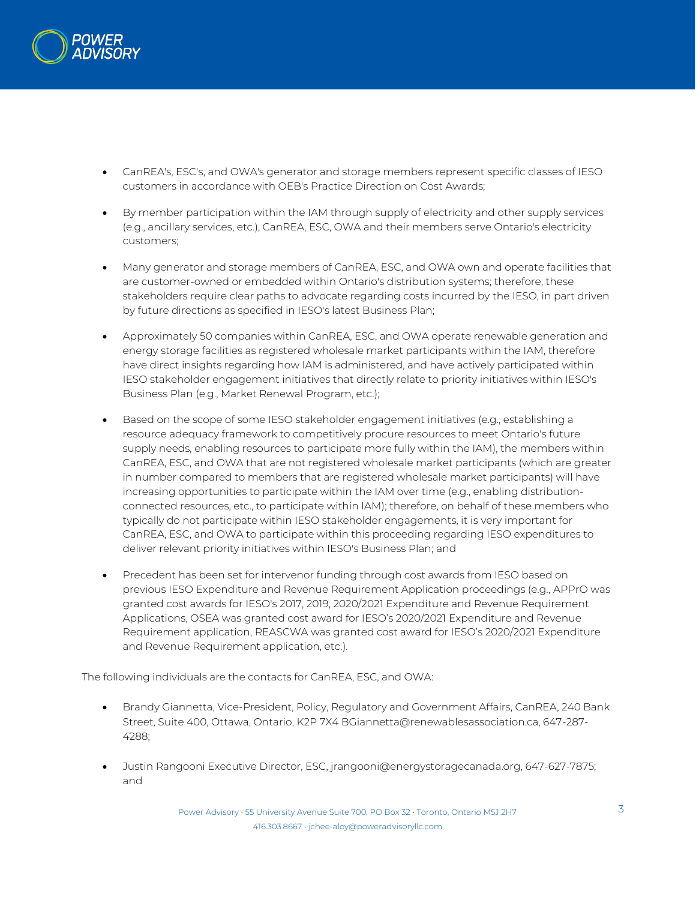- CanREA's, ESC's, and OWA's generator and storage members represent specific classes of IESO customers in accordance with OEB's Practice Direction on Cost Awards;

- By member participation within the IAM through supply of electricity and other supply services (e.g., ancillary services, etc.), CanREA, ESC, OWA and their members serve Ontario's electricity customers;

- Many generator and storage members of CanREA, ESC, and OWA own and operate facilities that are customer-owned or embedded within Ontario's distribution systems; therefore, these stakeholders require clear paths to advocate regarding costs incurred by the IESO, in part driven by future directions as specified in IESO's latest Business Plan;

- Approximately 50 companies within CanREA, ESC, and OWA operate renewable generation and energy storage facilities as registered wholesale market participants within the IAM, therefore have direct insights regarding how IAM is administered, and have actively participated within IESO stakeholder engagement initiatives that directly relate to priority initiatives within IESO's Business Plan (e.g., Market Renewal Program, etc.);

- Based on the scope of some IESO stakeholder engagement initiatives (e.g., establishing a resource adequacy framework to competitively procure resources to meet Ontario's future supply needs, enabling resources to participate more fully within the IAM), the members within CanREA, ESC, and OWA that are not registered wholesale market participants (which are greater in number compared to members that are registered wholesale market participants) will have increasing opportunities to participate within the IAM over time (e.g., enabling distribution-connected resources, etc., to participate within IAM); therefore, on behalf of these members who typically do not participate within IESO stakeholder engagements, it is very important for CanREA, ESC, and OWA to participate within this proceeding regarding IESO expenditures to deliver relevant priority initiatives within IESO's Business Plan; and

- Precedent has been set for intervenor funding through cost awards from IESO based on previous IESO Expenditure and Revenue Requirement Application proceedings (e.g., APPrO was granted cost awards for IESO's 2017, 2019, 2020/2021 Expenditure and Revenue Requirement Applications, OSEA was granted cost award for IESO's 2020/2021 Expenditure and Revenue Requirement application, REASCWA was granted cost award for IESO's 2020/2021 Expenditure and Revenue Requirement application, etc.).

The following individuals are the contacts for CanREA, ESC, and OWA:

- Brandy Giannetta, Vice-President, Policy, Regulatory and Government Affairs, CanREA, 240 Bank Street, Suite 400, Ottawa, Ontario, K2P 7X4 BGiannetta@renewablesassociation.ca, 647-287-4288;

- Justin Rangooni Executive Director, ESC, jrangooni@energystoragecanada.org, 647-627-7875; and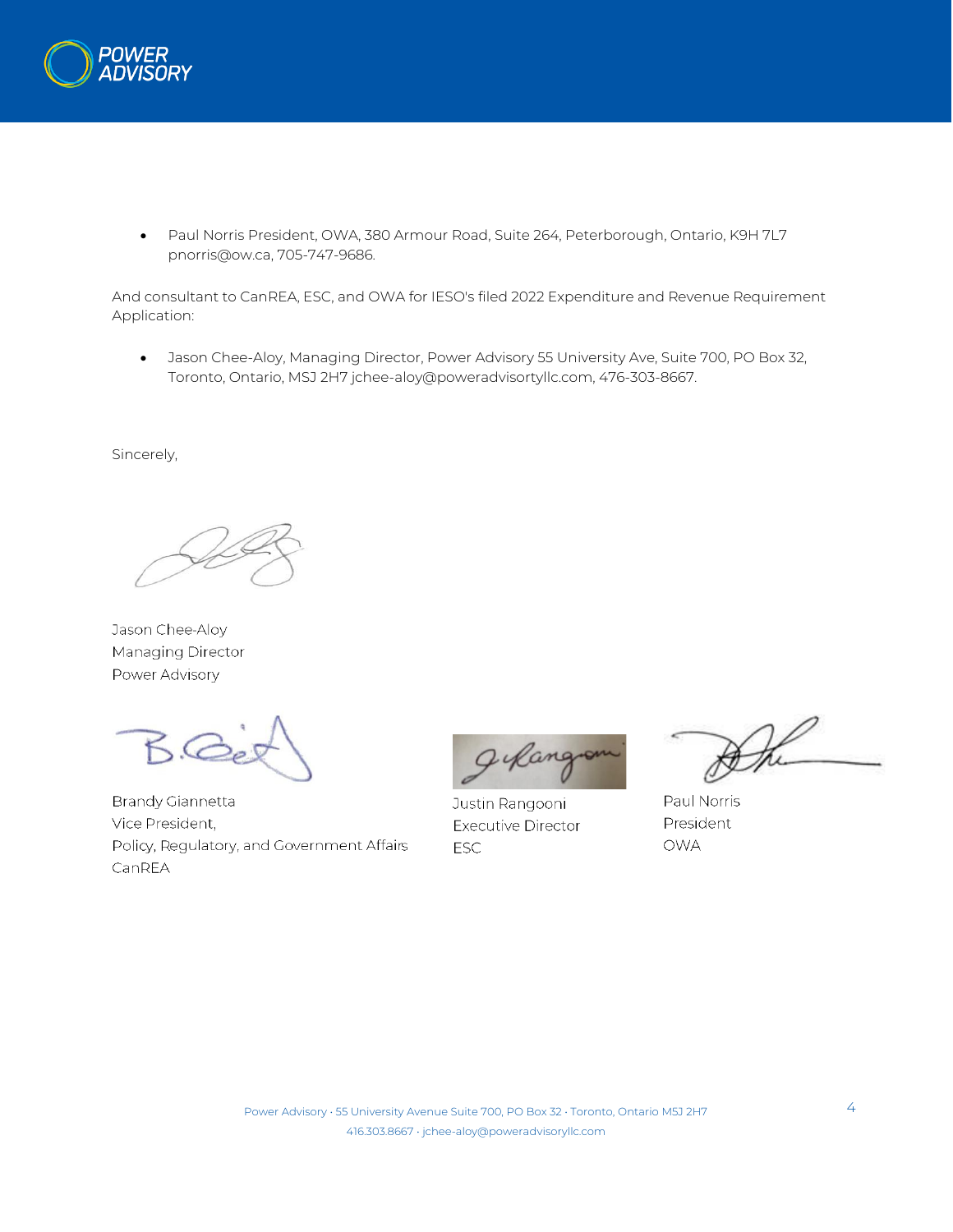- Paul Norris President, OWA, 380 Armour Road, Suite 264, Peterborough, Ontario, K9H 7L7 pnorris@ow.ca, 705-747-9686.

And consultant to CanREA, ESC, and OWA for IESO's filed 2022 Expenditure and Revenue Requirement Application:

- Jason Chee-Aloy, Managing Director, Power Advisory 55 University Ave, Suite 700, PO Box 32, Toronto, Ontario, MSJ 2H7 jchee-aloy@poweradvisortyllc.com, 476-303-8667.

Sincerely,

Jason Chee-Aloy
Managing Director
Power Advisory

Brandy Giannetta
Vice President,
Policy, Regulatory, and Government Affairs
CanREA

Justin Rangooni
Executive Director
ESC

Paul Norris
President
OWA